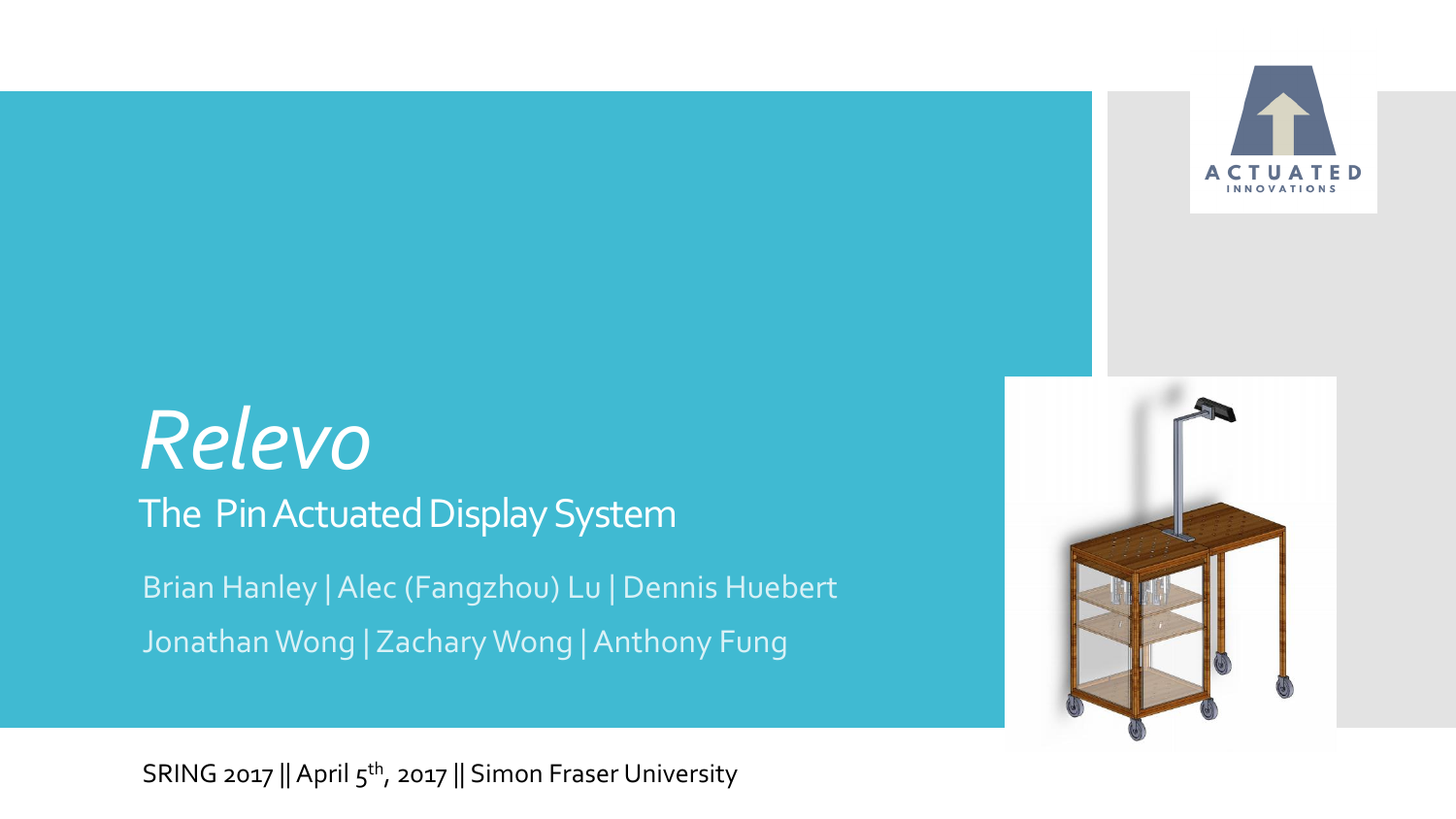# *Relevo*

## The Pin Actuated Display System

Brian Hanley | Alec (Fangzhou) Lu | Dennis Huebert

Jonathan Wong | Zachary Wong | Anthony Fung

SRING 2017 || April 5th, 2017 || Simon Fraser University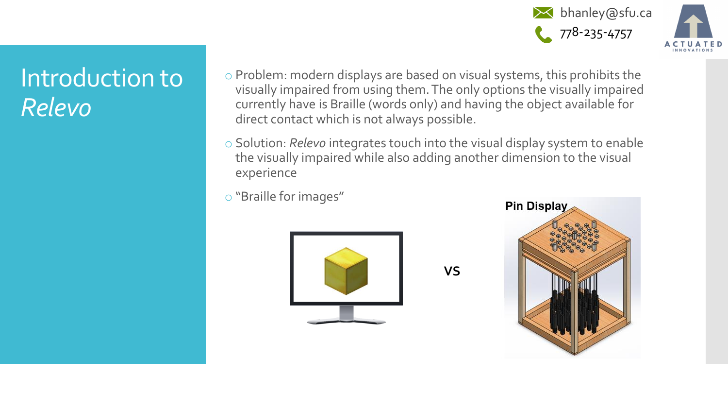bhanley@sfu.ca

778-235-4757

# Introduction to *Relevo*

- Problem: modern displays are based on visual systems, this prohibits the visually impaired from using them. The only options the visually impaired currently have is Braille (words only) and having the object available for direct contact which is not always possible.
- Solution: *Relevo* integrates touch into the visual display system to enable the visually impaired while also adding another dimension to the visual experience
- "Braille for images"

**VS**

**Pin Display**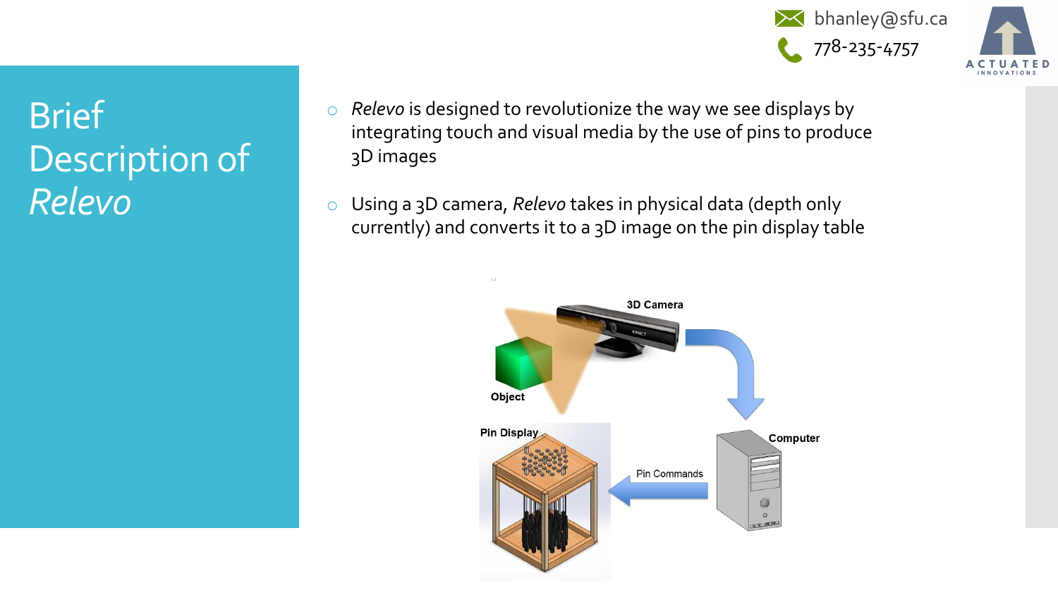bhanley@sfu.ca

778-235-4757

# Brief Description of *Relevo*

- *Relevo* is designed to revolutionize the way we see displays by integrating touch and visual media by the use of pins to produce 3D images
- Using a 3D camera, *Relevo* takes in physical data (depth only currently) and converts it to a 3D image on the pin display table

3D Camera

Object

Pin Display

Pin Commands

Computer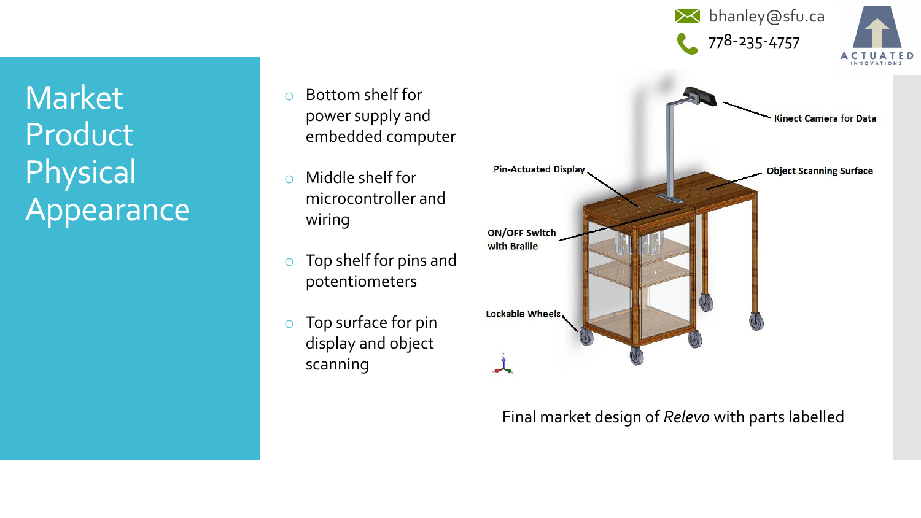# Market Product Physical Appearance

- Bottom shelf for power supply and embedded computer
- Middle shelf for microcontroller and wiring
- Top shelf for pins and potentiometers
- Top surface for pin display and object scanning

Kinect Camera for Data

Pin-Actuated Display

Object Scanning Surface

ON/OFF Switch with Braille

Lockable Wheels

Final market design of *Relevo* with parts labelled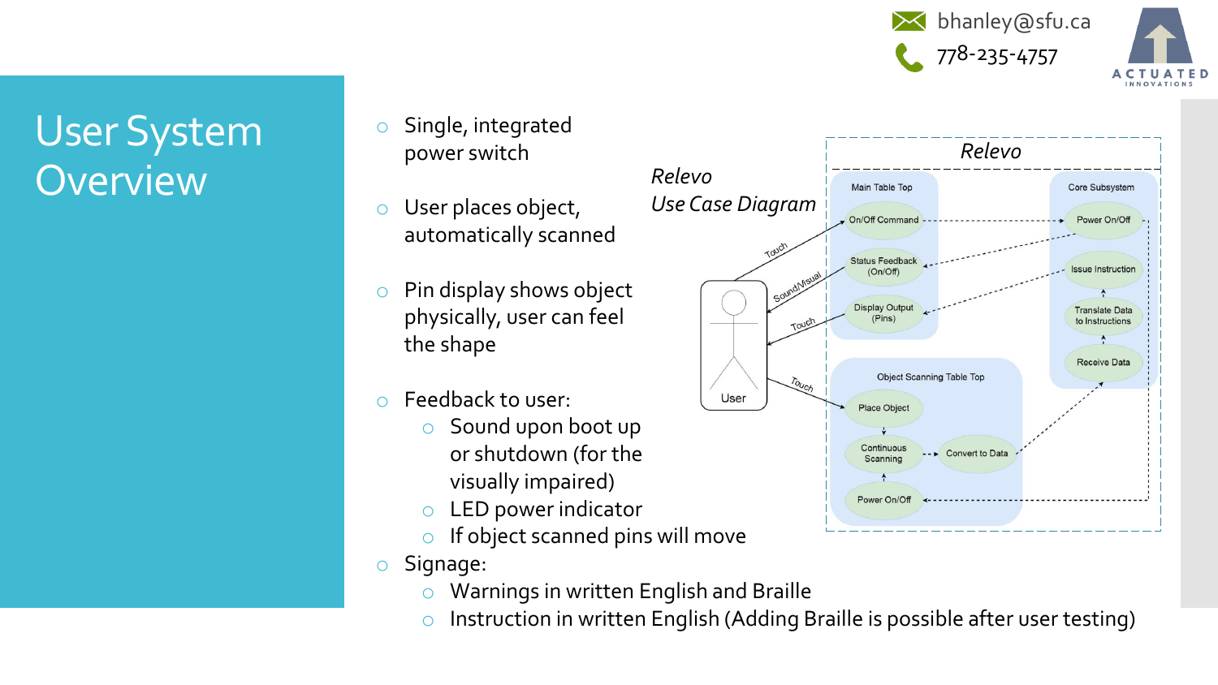bhanley@sfu.ca

778-235-4757

# User System Overview

- Single, integrated power switch
- User places object, automatically scanned
- Pin display shows object physically, user can feel the shape
- Feedback to user:
  - Sound upon boot up or shutdown (for the visually impaired)
  - LED power indicator
  - If object scanned pins will move
- Signage:
  - Warnings in written English and Braille
  - Instruction in written English (Adding Braille is possible after user testing)

*Relevo*
*Use Case Diagram*

Relevo

User

Touch

Sound/Visual

Touch

Touch

Main Table Top

On/Off Command

Status Feedback (On/Off)

Display Output (Pins)

Core Subsystem

Power On/Off

Issue Instruction

Translate Data to Instructions

Receive Data

Object Scanning Table Top

Place Object

Continuous Scanning

Convert to Data

Power On/Off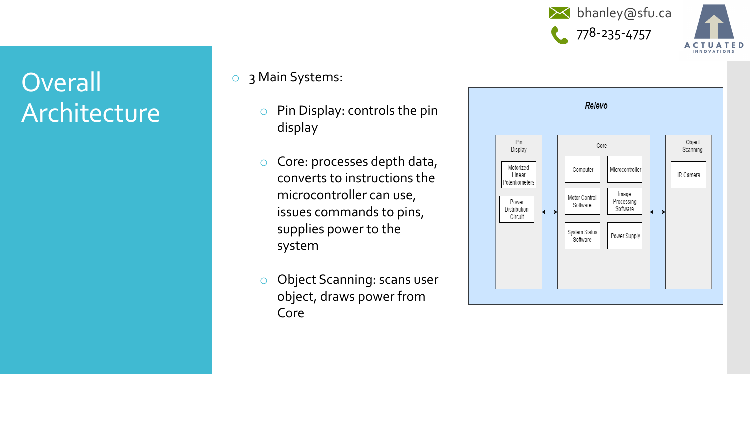# Overall Architecture

- 3 Main Systems:
  - Pin Display: controls the pin display
  - Core: processes depth data, converts to instructions the microcontroller can use, issues commands to pins, supplies power to the system
  - Object Scanning: scans user object, draws power from Core

*Relevo*

- **Pin Display**
  - Motorized Linear Potentiometers
  - Power Distribution Circuit
- **Core**
  - Computer
  - Microcontroller
  - Motor Control Software
  - Image Processing Software
  - System Status Software
  - Power Supply
- **Object Scanning**
  - IR Camera

Pin Display ↔ Core ↔ Object Scanning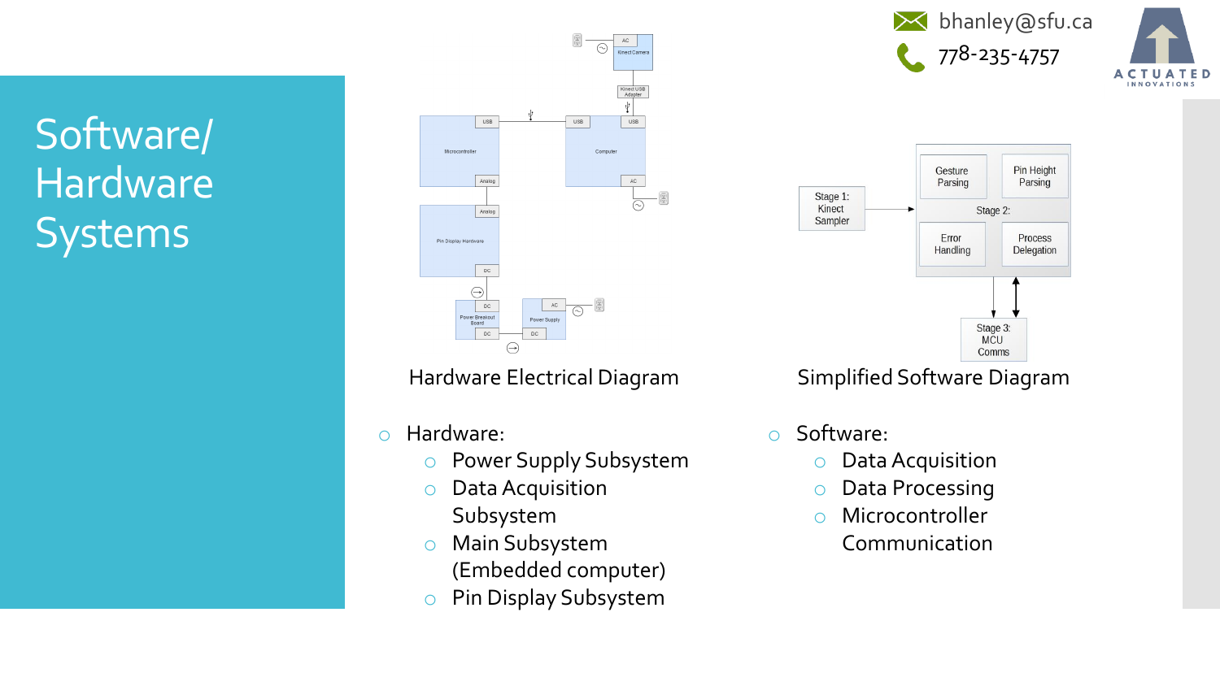# Software/ Hardware Systems

bhanley@sfu.ca

778-235-4757

Hardware Electrical Diagram

Simplified Software Diagram

- Hardware:
  - Power Supply Subsystem
  - Data Acquisition Subsystem
  - Main Subsystem (Embedded computer)
  - Pin Display Subsystem

- Software:
  - Data Acquisition
  - Data Processing
  - Microcontroller Communication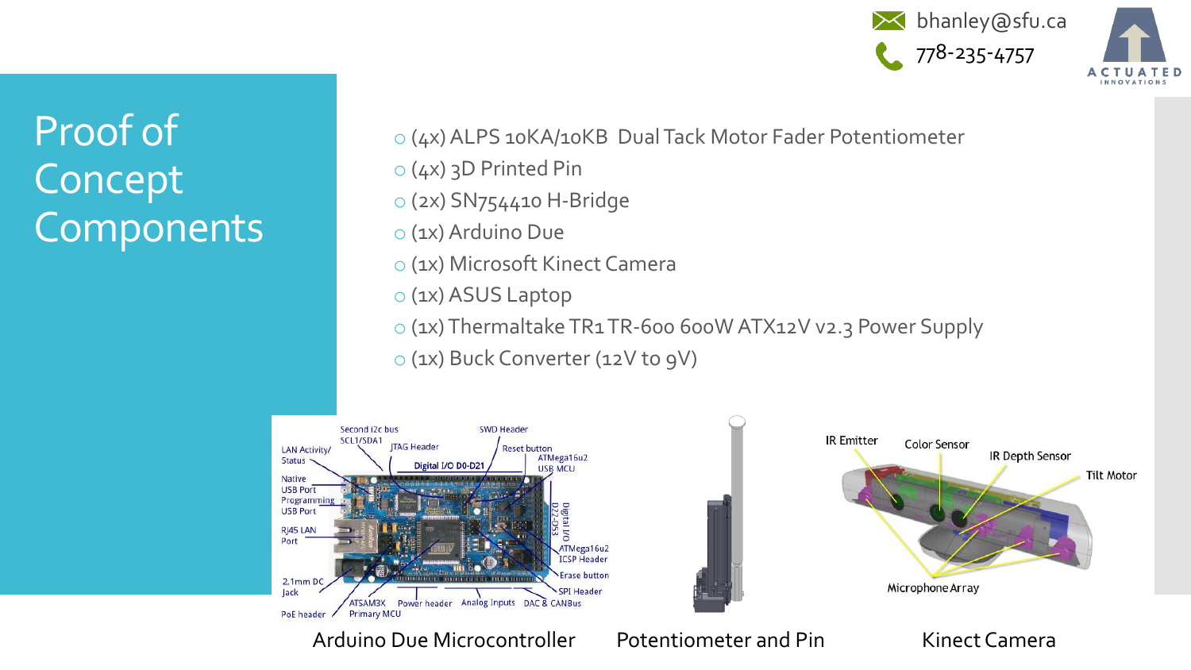# Proof of Concept Components

- (4x) ALPS 10KA/10KB Dual Tack Motor Fader Potentiometer
- (4x) 3D Printed Pin
- (2x) SN754410 H-Bridge
- (1x) Arduino Due
- (1x) Microsoft Kinect Camera
- (1x) ASUS Laptop
- (1x) Thermaltake TR1 TR-600 600W ATX12V v2.3 Power Supply
- (1x) Buck Converter (12V to 9V)

Arduino Due Microcontroller

Potentiometer and Pin

Kinect Camera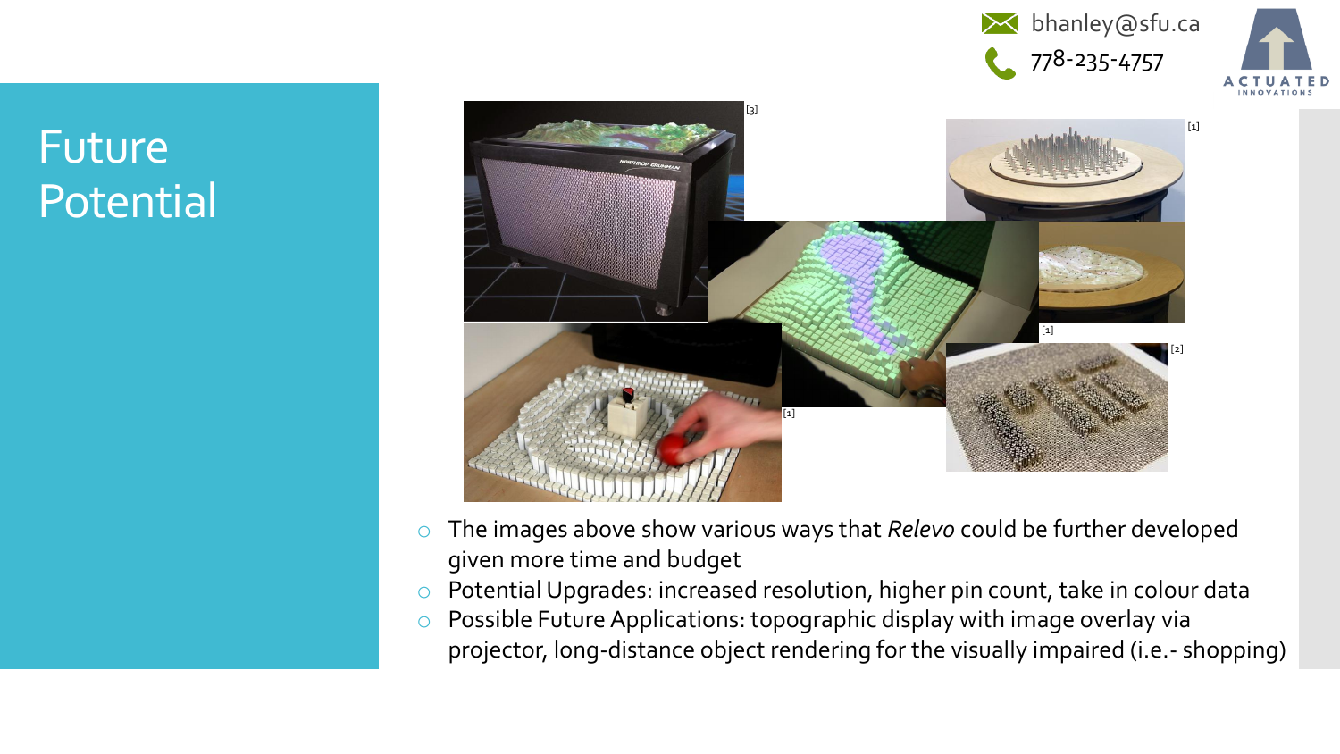bhanley@sfu.ca

778-235-4757

# Future Potential

[3] [1] [1] [2] [1]

- The images above show various ways that *Relevo* could be further developed given more time and budget
- Potential Upgrades: increased resolution, higher pin count, take in colour data
- Possible Future Applications: topographic display with image overlay via projector, long-distance object rendering for the visually impaired (i.e.- shopping)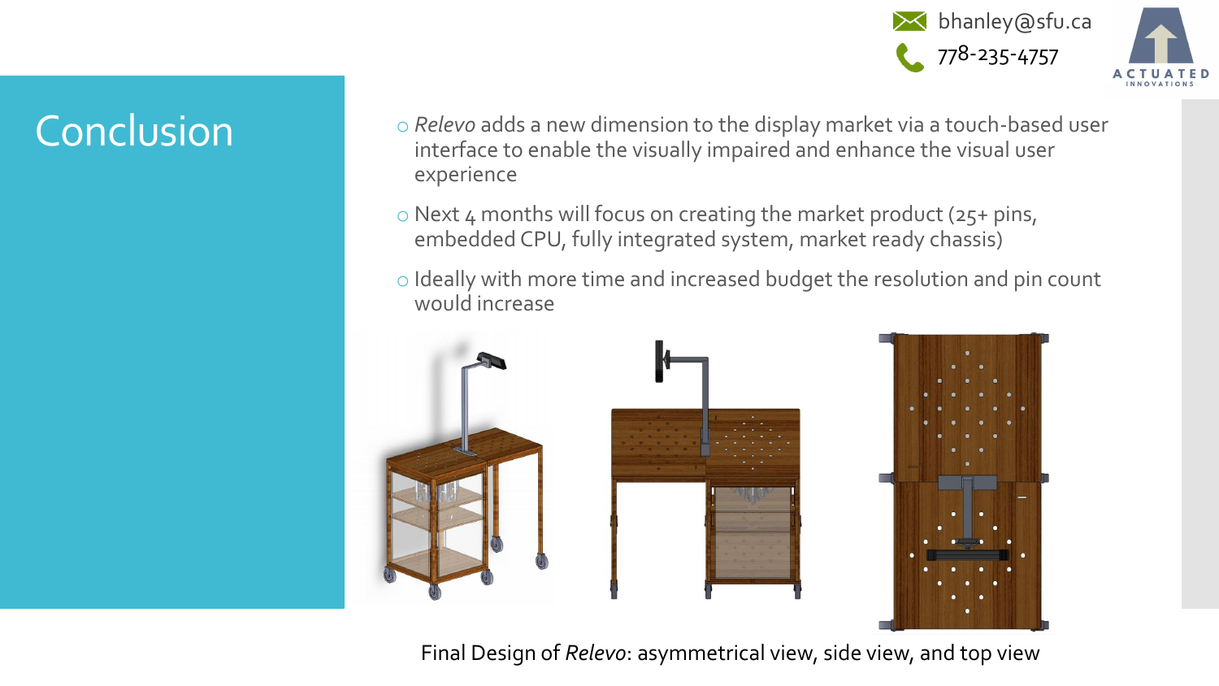# Conclusion

- *Relevo* adds a new dimension to the display market via a touch-based user interface to enable the visually impaired and enhance the visual user experience
- Next 4 months will focus on creating the market product (25+ pins, embedded CPU, fully integrated system, market ready chassis)
- Ideally with more time and increased budget the resolution and pin count would increase

Final Design of *Relevo*: asymmetrical view, side view, and top view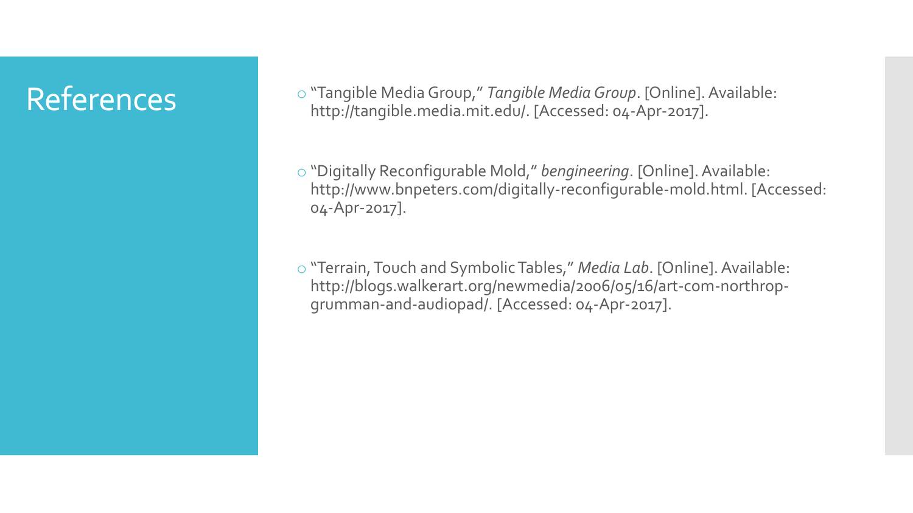# References

- "Tangible Media Group," *Tangible Media Group*. [Online]. Available: http://tangible.media.mit.edu/. [Accessed: 04-Apr-2017].

- "Digitally Reconfigurable Mold," *bengineering*. [Online]. Available: http://www.bnpeters.com/digitally-reconfigurable-mold.html. [Accessed: 04-Apr-2017].

- "Terrain, Touch and Symbolic Tables," *Media Lab*. [Online]. Available: http://blogs.walkerart.org/newmedia/2006/05/16/art-com-northrop-grumman-and-audiopad/. [Accessed: 04-Apr-2017].